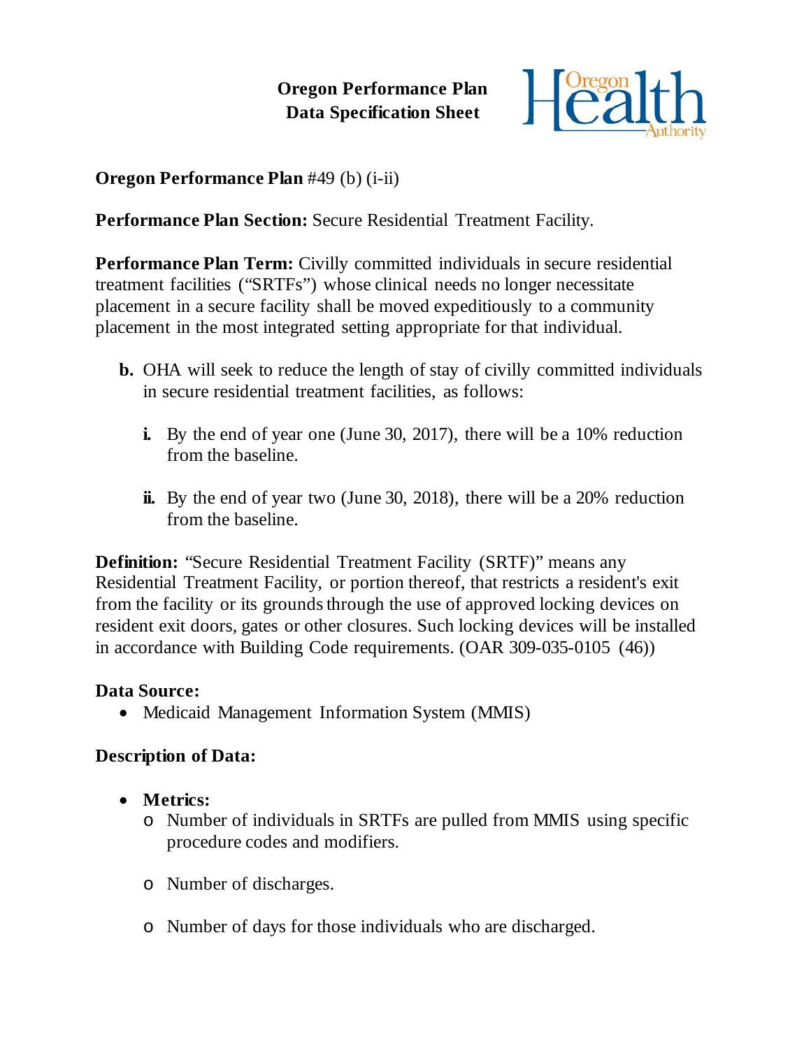# Oregon Performance Plan
# Data Specification Sheet

**Oregon Performance Plan** #49 (b) (i-ii)

**Performance Plan Section:** Secure Residential Treatment Facility.

**Performance Plan Term:** Civilly committed individuals in secure residential treatment facilities ("SRTFs") whose clinical needs no longer necessitate placement in a secure facility shall be moved expeditiously to a community placement in the most integrated setting appropriate for that individual.

**b.** OHA will seek to reduce the length of stay of civilly committed individuals in secure residential treatment facilities, as follows:

  **i.** By the end of year one (June 30, 2017), there will be a 10% reduction from the baseline.

  **ii.** By the end of year two (June 30, 2018), there will be a 20% reduction from the baseline.

**Definition:** "Secure Residential Treatment Facility (SRTF)" means any Residential Treatment Facility, or portion thereof, that restricts a resident's exit from the facility or its grounds through the use of approved locking devices on resident exit doors, gates or other closures. Such locking devices will be installed in accordance with Building Code requirements. (OAR 309-035-0105 (46))

**Data Source:**

- Medicaid Management Information System (MMIS)

**Description of Data:**

- **Metrics:**
  - Number of individuals in SRTFs are pulled from MMIS using specific procedure codes and modifiers.
  - Number of discharges.
  - Number of days for those individuals who are discharged.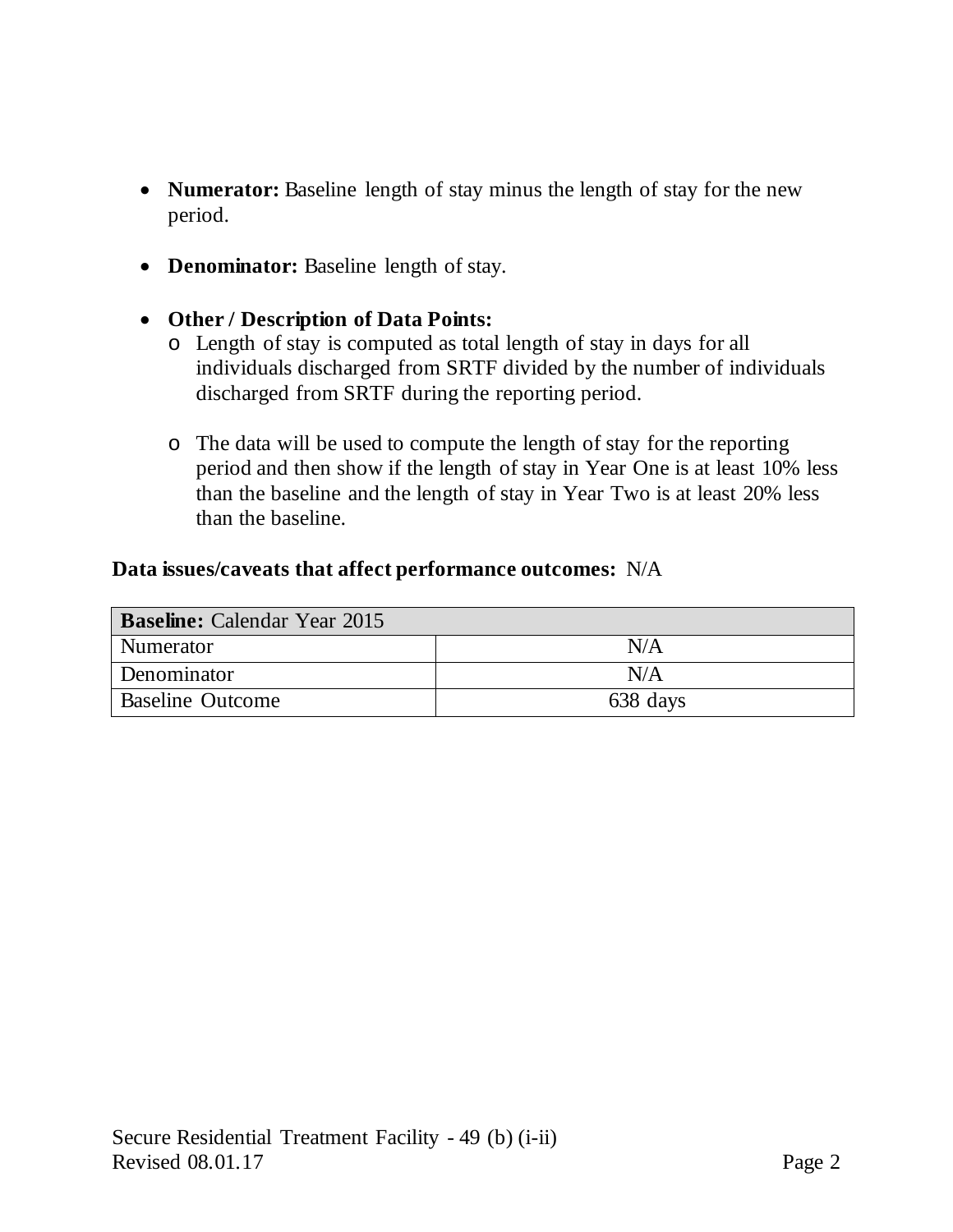- **Numerator:** Baseline length of stay minus the length of stay for the new period.

- **Denominator:** Baseline length of stay.

- **Other / Description of Data Points:**
  - Length of stay is computed as total length of stay in days for all individuals discharged from SRTF divided by the number of individuals discharged from SRTF during the reporting period.

  - The data will be used to compute the length of stay for the reporting period and then show if the length of stay in Year One is at least 10% less than the baseline and the length of stay in Year Two is at least 20% less than the baseline.

**Data issues/caveats that affect performance outcomes:** N/A

| **Baseline:** Calendar Year 2015 | |
|---|---|
| Numerator | N/A |
| Denominator | N/A |
| Baseline Outcome | 638 days |